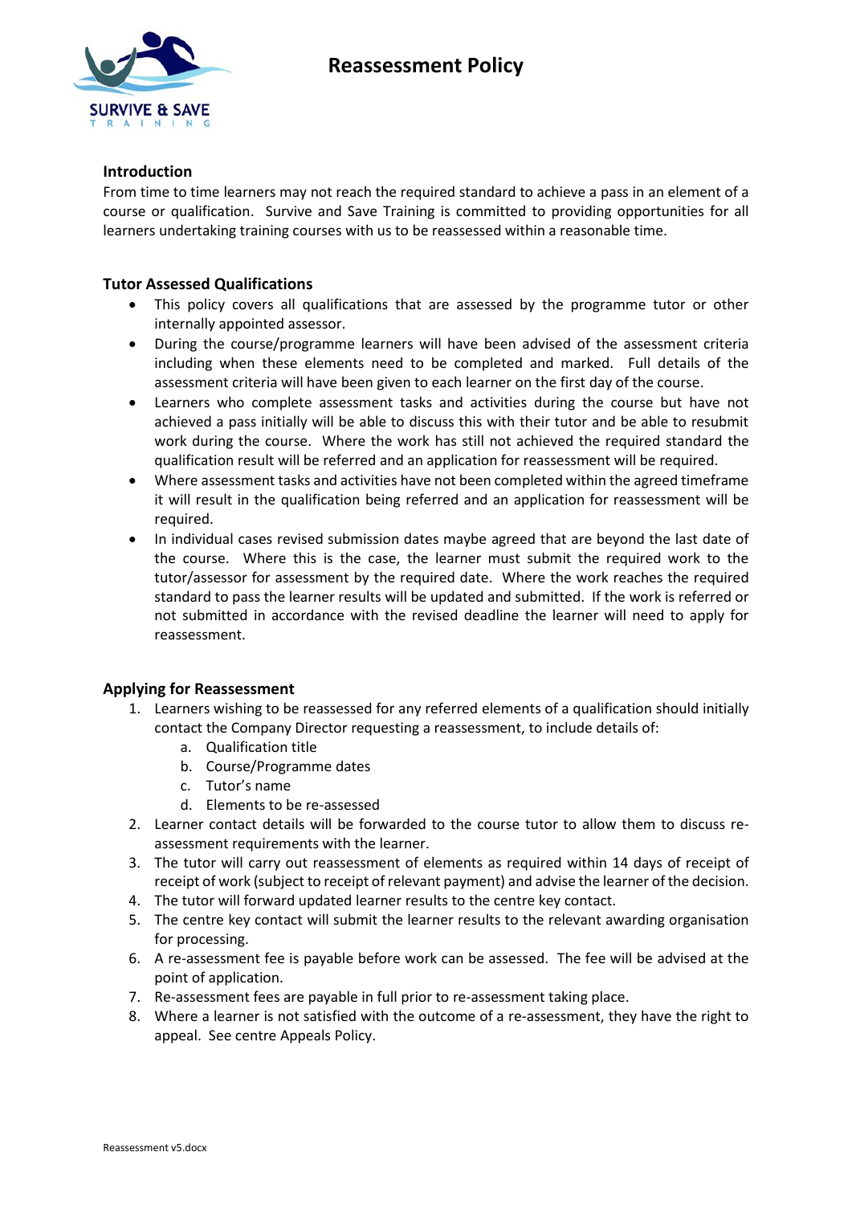# Reassessment Policy

## Introduction

From time to time learners may not reach the required standard to achieve a pass in an element of a course or qualification. Survive and Save Training is committed to providing opportunities for all learners undertaking training courses with us to be reassessed within a reasonable time.

## Tutor Assessed Qualifications

- This policy covers all qualifications that are assessed by the programme tutor or other internally appointed assessor.
- During the course/programme learners will have been advised of the assessment criteria including when these elements need to be completed and marked. Full details of the assessment criteria will have been given to each learner on the first day of the course.
- Learners who complete assessment tasks and activities during the course but have not achieved a pass initially will be able to discuss this with their tutor and be able to resubmit work during the course. Where the work has still not achieved the required standard the qualification result will be referred and an application for reassessment will be required.
- Where assessment tasks and activities have not been completed within the agreed timeframe it will result in the qualification being referred and an application for reassessment will be required.
- In individual cases revised submission dates maybe agreed that are beyond the last date of the course. Where this is the case, the learner must submit the required work to the tutor/assessor for assessment by the required date. Where the work reaches the required standard to pass the learner results will be updated and submitted. If the work is referred or not submitted in accordance with the revised deadline the learner will need to apply for reassessment.

## Applying for Reassessment

1. Learners wishing to be reassessed for any referred elements of a qualification should initially contact the Company Director requesting a reassessment, to include details of:
   a. Qualification title
   b. Course/Programme dates
   c. Tutor's name
   d. Elements to be re-assessed
2. Learner contact details will be forwarded to the course tutor to allow them to discuss re-assessment requirements with the learner.
3. The tutor will carry out reassessment of elements as required within 14 days of receipt of receipt of work (subject to receipt of relevant payment) and advise the learner of the decision.
4. The tutor will forward updated learner results to the centre key contact.
5. The centre key contact will submit the learner results to the relevant awarding organisation for processing.
6. A re-assessment fee is payable before work can be assessed. The fee will be advised at the point of application.
7. Re-assessment fees are payable in full prior to re-assessment taking place.
8. Where a learner is not satisfied with the outcome of a re-assessment, they have the right to appeal. See centre Appeals Policy.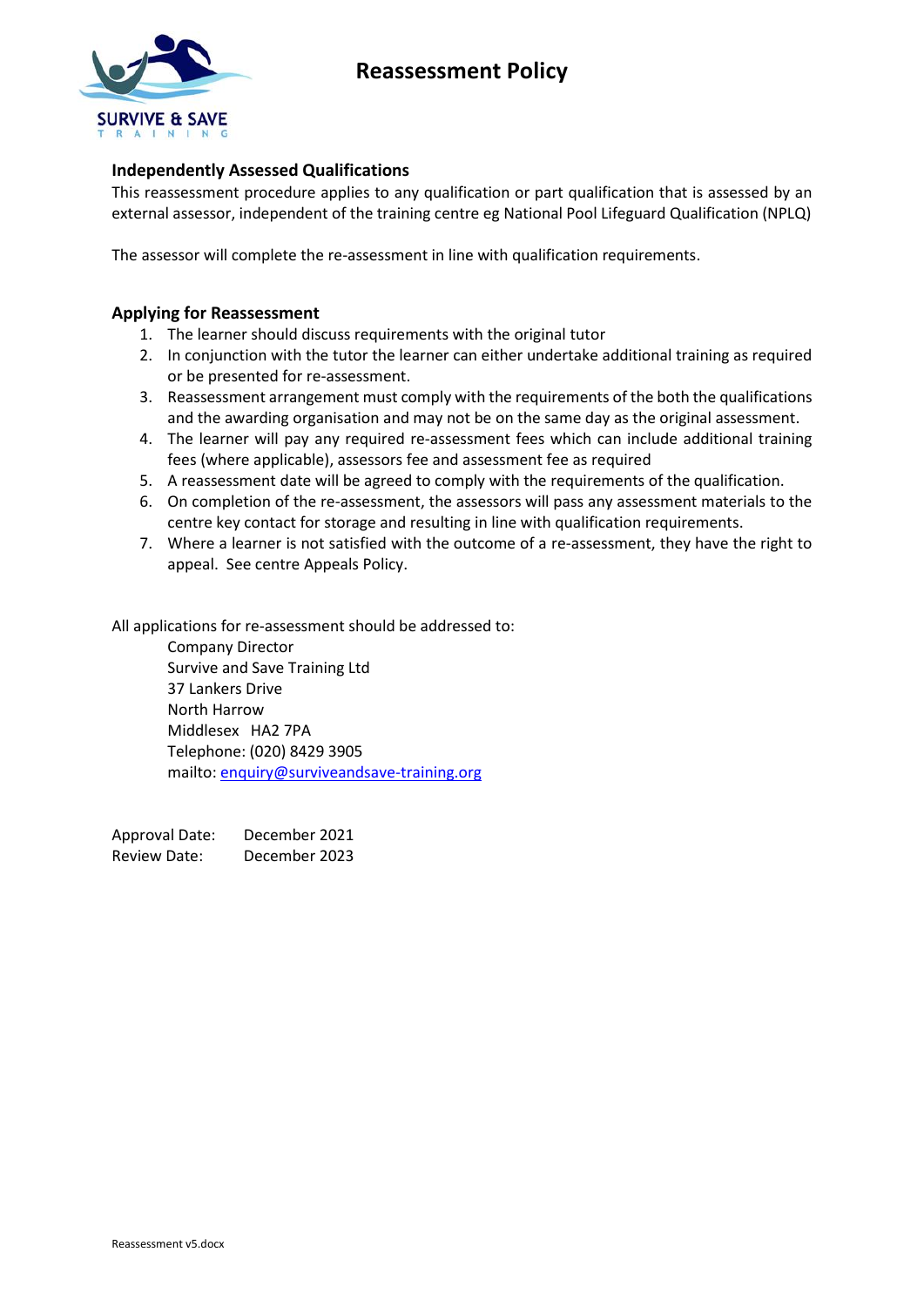# Reassessment Policy

## Independently Assessed Qualifications

This reassessment procedure applies to any qualification or part qualification that is assessed by an external assessor, independent of the training centre eg National Pool Lifeguard Qualification (NPLQ)

The assessor will complete the re-assessment in line with qualification requirements.

## Applying for Reassessment

1. The learner should discuss requirements with the original tutor
2. In conjunction with the tutor the learner can either undertake additional training as required or be presented for re-assessment.
3. Reassessment arrangement must comply with the requirements of the both the qualifications and the awarding organisation and may not be on the same day as the original assessment.
4. The learner will pay any required re-assessment fees which can include additional training fees (where applicable), assessors fee and assessment fee as required
5. A reassessment date will be agreed to comply with the requirements of the qualification.
6. On completion of the re-assessment, the assessors will pass any assessment materials to the centre key contact for storage and resulting in line with qualification requirements.
7. Where a learner is not satisfied with the outcome of a re-assessment, they have the right to appeal. See centre Appeals Policy.

All applications for re-assessment should be addressed to:

Company Director
Survive and Save Training Ltd
37 Lankers Drive
North Harrow
Middlesex HA2 7PA
Telephone: (020) 8429 3905
mailto: enquiry@surviveandsave-training.org

Approval Date: December 2021
Review Date: December 2023